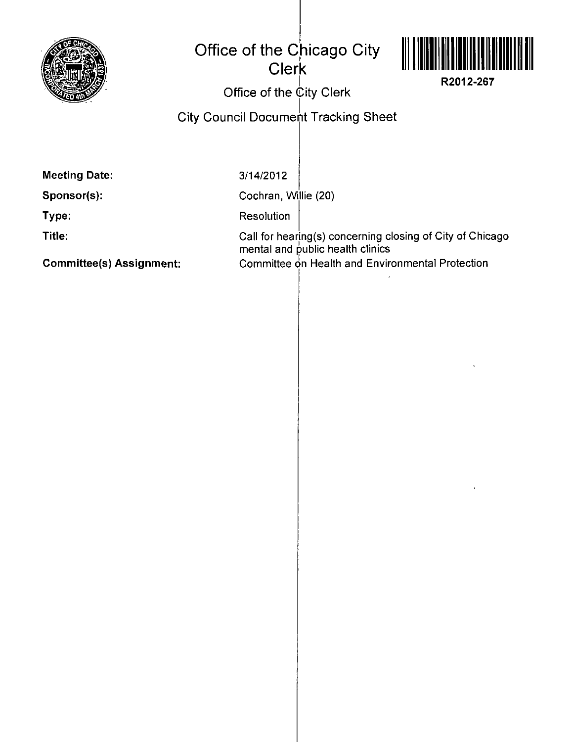# Office of the Chicago City Clerk

R2012-267

## Office of the City Clerk

## City Council Document Tracking Sheet

| | |
|---|---|
| **Meeting Date:** | 3/14/2012 |
| **Sponsor(s):** | Cochran, Willie (20) |
| **Type:** | Resolution |
| **Title:** | Call for hearing(s) concerning closing of City of Chicago mental and public health clinics |
| **Committee(s) Assignment:** | Committee on Health and Environmental Protection |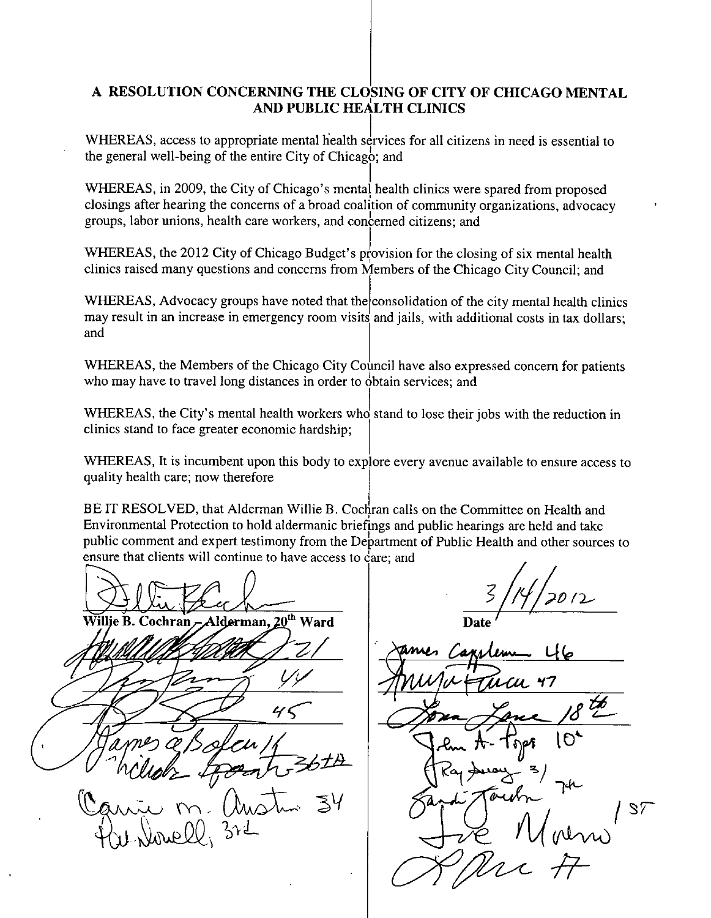# A RESOLUTION CONCERNING THE CLOSING OF CITY OF CHICAGO MENTAL AND PUBLIC HEALTH CLINICS

WHEREAS, access to appropriate mental health services for all citizens in need is essential to the general well-being of the entire City of Chicago; and

WHEREAS, in 2009, the City of Chicago's mental health clinics were spared from proposed closings after hearing the concerns of a broad coalition of community organizations, advocacy groups, labor unions, health care workers, and concerned citizens; and

WHEREAS, the 2012 City of Chicago Budget's provision for the closing of six mental health clinics raised many questions and concerns from Members of the Chicago City Council; and

WHEREAS, Advocacy groups have noted that the consolidation of the city mental health clinics may result in an increase in emergency room visits and jails, with additional costs in tax dollars; and

WHEREAS, the Members of the Chicago City Council have also expressed concern for patients who may have to travel long distances in order to obtain services; and

WHEREAS, the City's mental health workers who stand to lose their jobs with the reduction in clinics stand to face greater economic hardship;

WHEREAS, It is incumbent upon this body to explore every avenue available to ensure access to quality health care; now therefore

BE IT RESOLVED, that Alderman Willie B. Cochran calls on the Committee on Health and Environmental Protection to hold aldermanic briefings and public hearings are held and take public comment and expert testimony from the Department of Public Health and other sources to ensure that clients will continue to have access to care; and

Willie B. Cochran – Alderman, 20th Ward

Date: 3/14/2012

21

James Cappleman 46

44

Ameya Pawar 47

45

Lona Lane 18th

James A Balcer 11

John A. Pope 10th

Nicholas Sposato 36th

Ray Suarez 31

Carrie M. Austin 34

Sandi Jackson 7th

Pat Dowell, 3rd

Joe Moreno 1st

49